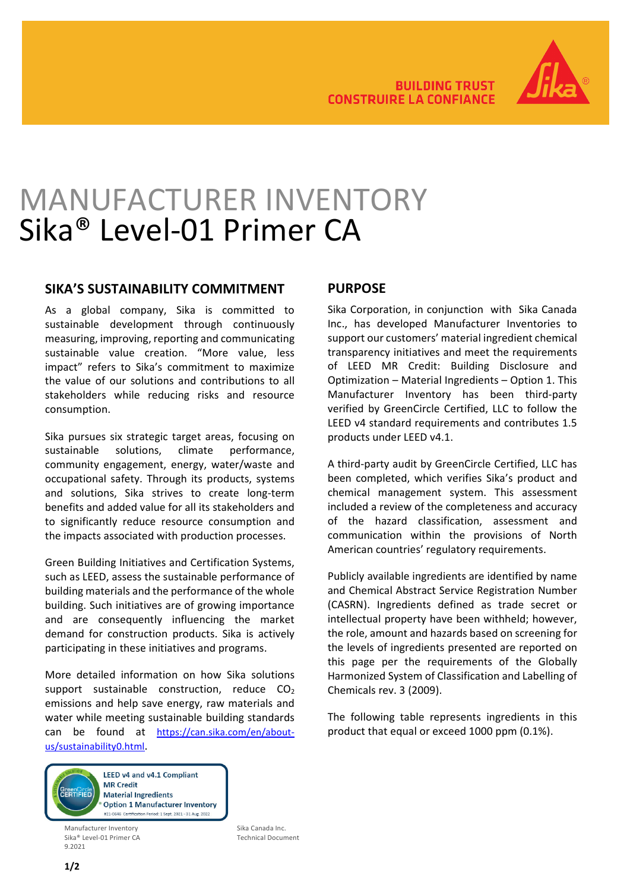BUILDING TRUST
CONSTRUIRE LA CONFIANCE

# MANUFACTURER INVENTORY
# Sika® Level-01 Primer CA

## SIKA'S SUSTAINABILITY COMMITMENT

As a global company, Sika is committed to sustainable development through continuously measuring, improving, reporting and communicating sustainable value creation. "More value, less impact" refers to Sika's commitment to maximize the value of our solutions and contributions to all stakeholders while reducing risks and resource consumption.

Sika pursues six strategic target areas, focusing on sustainable solutions, climate performance, community engagement, energy, water/waste and occupational safety. Through its products, systems and solutions, Sika strives to create long-term benefits and added value for all its stakeholders and to significantly reduce resource consumption and the impacts associated with production processes.

Green Building Initiatives and Certification Systems, such as LEED, assess the sustainable performance of building materials and the performance of the whole building. Such initiatives are of growing importance and are consequently influencing the market demand for construction products. Sika is actively participating in these initiatives and programs.

More detailed information on how Sika solutions support sustainable construction, reduce $CO_2$ emissions and help save energy, raw materials and water while meeting sustainable building standards can be found at https://can.sika.com/en/about-us/sustainability0.html.

LEED v4 and v4.1 Compliant
MR Credit
Material Ingredients
Option 1 Manufacturer Inventory
#21-0646 Certification Period: 1 Sept. 2021 – 31 Aug. 2022

## PURPOSE

Sika Corporation, in conjunction with Sika Canada Inc., has developed Manufacturer Inventories to support our customers' material ingredient chemical transparency initiatives and meet the requirements of LEED MR Credit: Building Disclosure and Optimization – Material Ingredients – Option 1. This Manufacturer Inventory has been third-party verified by GreenCircle Certified, LLC to follow the LEED v4 standard requirements and contributes 1.5 products under LEED v4.1.

A third-party audit by GreenCircle Certified, LLC has been completed, which verifies Sika's product and chemical management system. This assessment included a review of the completeness and accuracy of the hazard classification, assessment and communication within the provisions of North American countries' regulatory requirements.

Publicly available ingredients are identified by name and Chemical Abstract Service Registration Number (CASRN). Ingredients defined as trade secret or intellectual property have been withheld; however, the role, amount and hazards based on screening for the levels of ingredients presented are reported on this page per the requirements of the Globally Harmonized System of Classification and Labelling of Chemicals rev. 3 (2009).

The following table represents ingredients in this product that equal or exceed 1000 ppm (0.1%).

Manufacturer Inventory
Sika® Level-01 Primer CA
9.2021

Sika Canada Inc.
Technical Document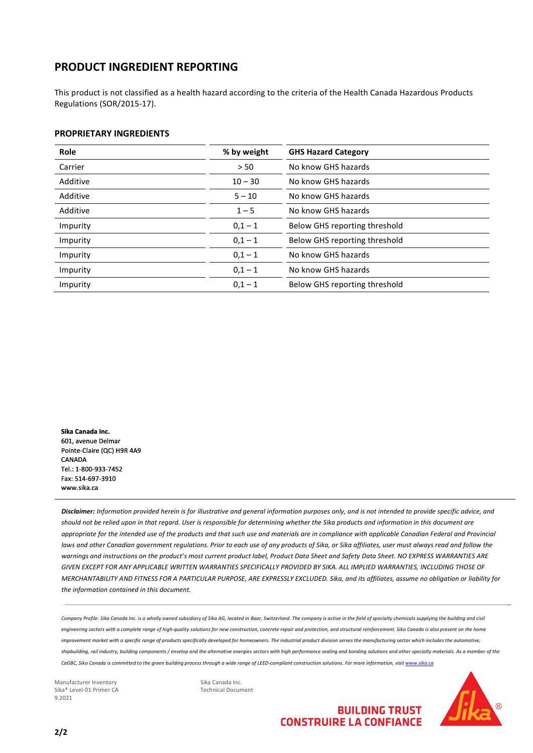## PRODUCT INGREDIENT REPORTING

This product is not classified as a health hazard according to the criteria of the Health Canada Hazardous Products Regulations (SOR/2015-17).

### PROPRIETARY INGREDIENTS

| Role | % by weight | GHS Hazard Category |
|---|---|---|
| Carrier | > 50 | No know GHS hazards |
| Additive | 10 – 30 | No know GHS hazards |
| Additive | 5 – 10 | No know GHS hazards |
| Additive | 1 – 5 | No know GHS hazards |
| Impurity | 0,1 – 1 | Below GHS reporting threshold |
| Impurity | 0,1 – 1 | Below GHS reporting threshold |
| Impurity | 0,1 – 1 | No know GHS hazards |
| Impurity | 0,1 – 1 | No know GHS hazards |
| Impurity | 0,1 – 1 | Below GHS reporting threshold |

**Sika Canada Inc.**
601, avenue Delmar
Pointe-Claire (QC) H9R 4A9
CANADA
Tel.: 1-800-933-7452
Fax: 514-697-3910
www.sika.ca

***Disclaimer:*** *Information provided herein is for illustrative and general information purposes only, and is not intended to provide specific advice, and should not be relied upon in that regard. User is responsible for determining whether the Sika products and information in this document are appropriate for the intended use of the products and that such use and materials are in compliance with applicable Canadian Federal and Provincial laws and other Canadian government regulations. Prior to each use of any products of Sika, or Sika affiliates, user must always read and follow the warnings and instructions on the product's most current product label, Product Data Sheet and Safety Data Sheet. NO EXPRESS WARRANTIES ARE GIVEN EXCEPT FOR ANY APPLICABLE WRITTEN WARRANTIES SPECIFICALLY PROVIDED BY SIKA. ALL IMPLIED WARRANTIES, INCLUDING THOSE OF MERCHANTABILITY AND FITNESS FOR A PARTICULAR PURPOSE, ARE EXPRESSLY EXCLUDED. Sika, and its affiliates, assume no obligation or liability for the information contained in this document.*

*Company Profile: Sika Canada Inc. is a wholly owned subsidiary of Sika AG, located in Baar, Switzerland. The company is active in the field of specialty chemicals supplying the building and civil engineering sectors with a complete range of high-quality solutions for new construction, concrete repair and protection, and structural reinforcement. Sika Canada is also present on the home improvement market with a specific range of products specifically developed for homeowners. The industrial product division serves the manufacturing sector which includes the automotive, shipbuilding, rail industry, building components / envelop and the alternative energies sectors with high performance sealing and bonding solutions and other specialty materials. As a member of the CaGBC, Sika Canada is committed to the green building process through a wide range of LEED-compliant construction solutions. For more information, visit www.sika.ca*

Manufacturer Inventory
Sika® Level-01 Primer CA
9.2021

Sika Canada Inc.
Technical Document

**BUILDING TRUST**
**CONSTRUIRE LA CONFIANCE**